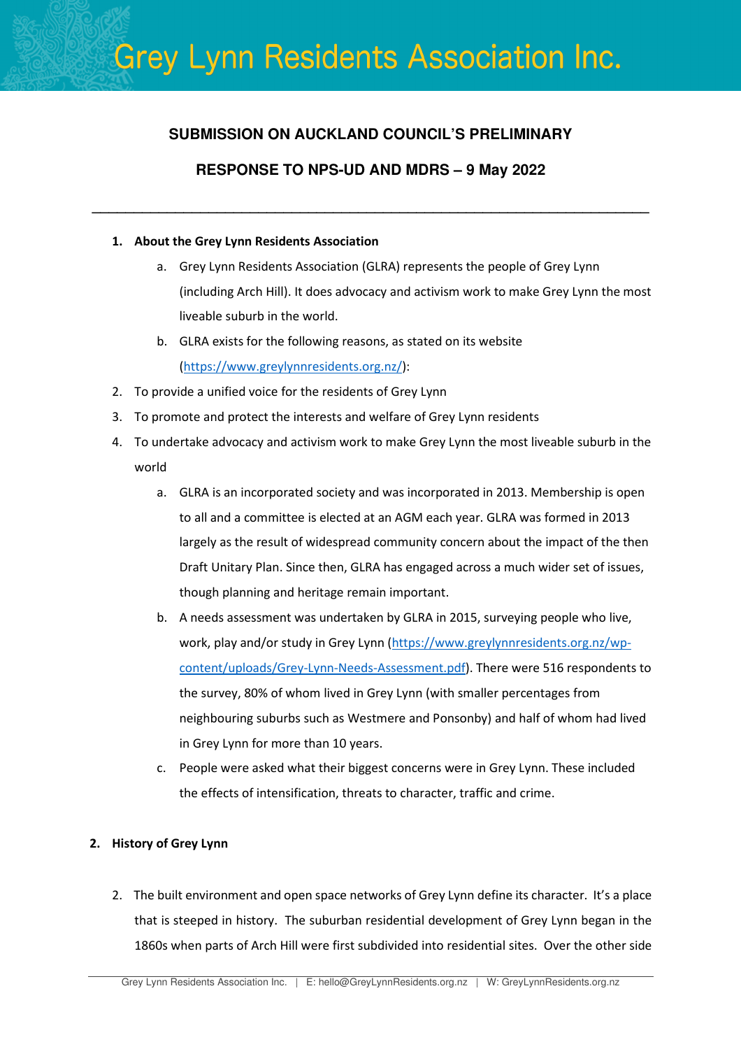# Grey Lynn Residents Association Inc.

## SUBMISSION ON AUCKLAND COUNCIL'S PRELIMINARY RESPONSE TO NPS-UD AND MDRS – 9 May 2022

---

1. **About the Grey Lynn Residents Association**
    a. Grey Lynn Residents Association (GLRA) represents the people of Grey Lynn (including Arch Hill). It does advocacy and activism work to make Grey Lynn the most liveable suburb in the world.
    b. GLRA exists for the following reasons, as stated on its website (https://www.greylynnresidents.org.nz/):
2. To provide a unified voice for the residents of Grey Lynn
3. To promote and protect the interests and welfare of Grey Lynn residents
4. To undertake advocacy and activism work to make Grey Lynn the most liveable suburb in the world
    a. GLRA is an incorporated society and was incorporated in 2013. Membership is open to all and a committee is elected at an AGM each year. GLRA was formed in 2013 largely as the result of widespread community concern about the impact of the then Draft Unitary Plan. Since then, GLRA has engaged across a much wider set of issues, though planning and heritage remain important.
    b. A needs assessment was undertaken by GLRA in 2015, surveying people who live, work, play and/or study in Grey Lynn (https://www.greylynnresidents.org.nz/wp-content/uploads/Grey-Lynn-Needs-Assessment.pdf). There were 516 respondents to the survey, 80% of whom lived in Grey Lynn (with smaller percentages from neighbouring suburbs such as Westmere and Ponsonby) and half of whom had lived in Grey Lynn for more than 10 years.
    c. People were asked what their biggest concerns were in Grey Lynn. These included the effects of intensification, threats to character, traffic and crime.

2. **History of Grey Lynn**

2. The built environment and open space networks of Grey Lynn define its character. It's a place that is steeped in history. The suburban residential development of Grey Lynn began in the 1860s when parts of Arch Hill were first subdivided into residential sites. Over the other side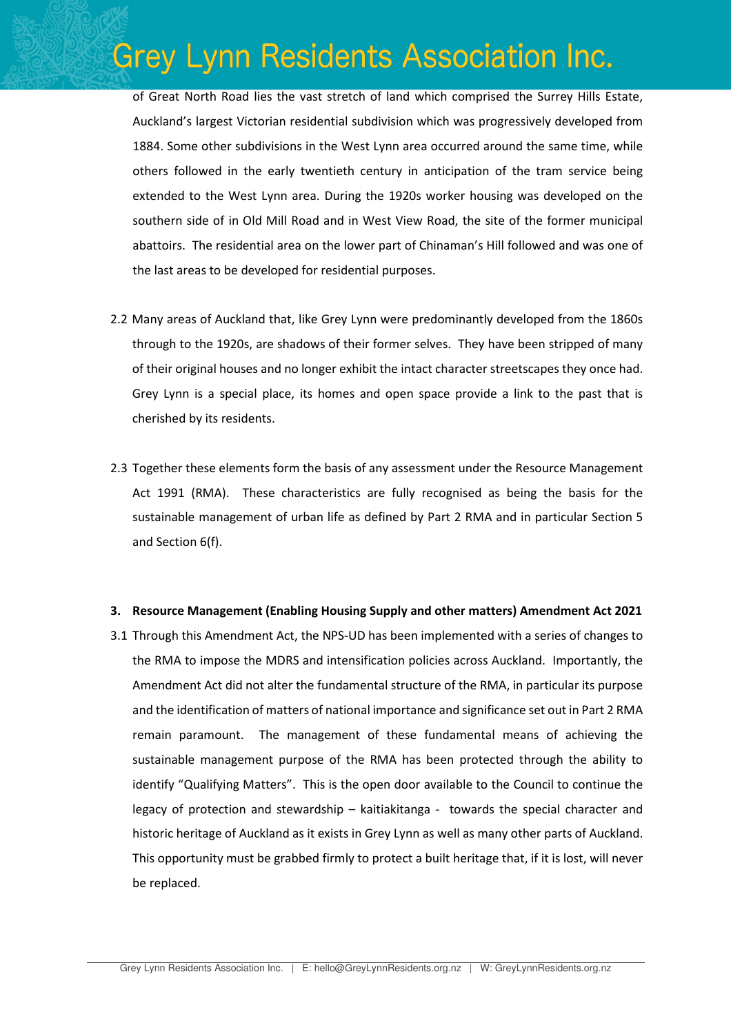of Great North Road lies the vast stretch of land which comprised the Surrey Hills Estate, Auckland's largest Victorian residential subdivision which was progressively developed from 1884. Some other subdivisions in the West Lynn area occurred around the same time, while others followed in the early twentieth century in anticipation of the tram service being extended to the West Lynn area. During the 1920s worker housing was developed on the southern side of in Old Mill Road and in West View Road, the site of the former municipal abattoirs. The residential area on the lower part of Chinaman's Hill followed and was one of the last areas to be developed for residential purposes.

2.2 Many areas of Auckland that, like Grey Lynn were predominantly developed from the 1860s through to the 1920s, are shadows of their former selves. They have been stripped of many of their original houses and no longer exhibit the intact character streetscapes they once had. Grey Lynn is a special place, its homes and open space provide a link to the past that is cherished by its residents.

2.3 Together these elements form the basis of any assessment under the Resource Management Act 1991 (RMA). These characteristics are fully recognised as being the basis for the sustainable management of urban life as defined by Part 2 RMA and in particular Section 5 and Section 6(f).

**3. Resource Management (Enabling Housing Supply and other matters) Amendment Act 2021**

3.1 Through this Amendment Act, the NPS-UD has been implemented with a series of changes to the RMA to impose the MDRS and intensification policies across Auckland. Importantly, the Amendment Act did not alter the fundamental structure of the RMA, in particular its purpose and the identification of matters of national importance and significance set out in Part 2 RMA remain paramount. The management of these fundamental means of achieving the sustainable management purpose of the RMA has been protected through the ability to identify "Qualifying Matters". This is the open door available to the Council to continue the legacy of protection and stewardship – kaitiakitanga - towards the special character and historic heritage of Auckland as it exists in Grey Lynn as well as many other parts of Auckland. This opportunity must be grabbed firmly to protect a built heritage that, if it is lost, will never be replaced.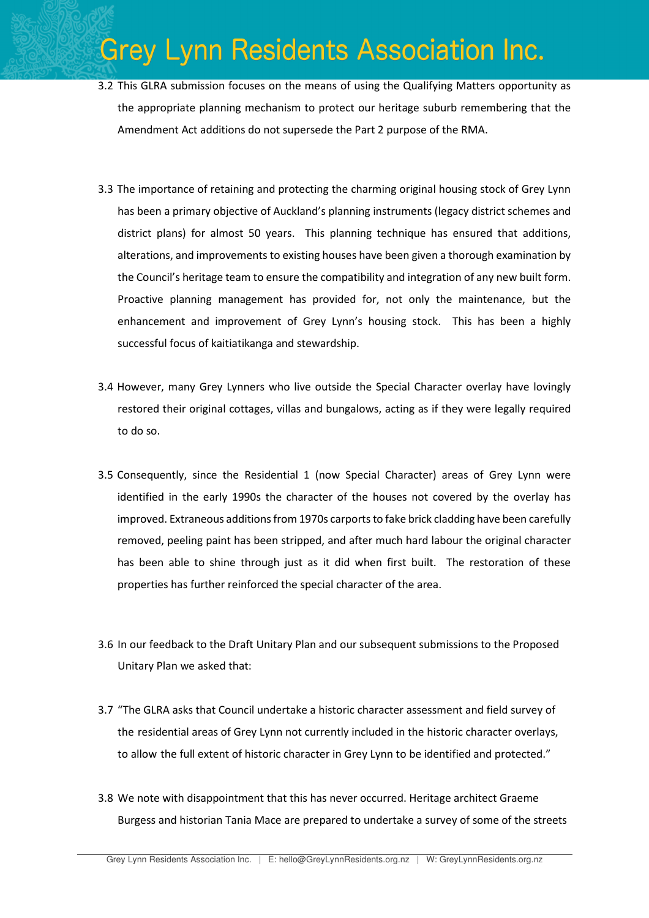3.2 This GLRA submission focuses on the means of using the Qualifying Matters opportunity as the appropriate planning mechanism to protect our heritage suburb remembering that the Amendment Act additions do not supersede the Part 2 purpose of the RMA.

3.3 The importance of retaining and protecting the charming original housing stock of Grey Lynn has been a primary objective of Auckland's planning instruments (legacy district schemes and district plans) for almost 50 years. This planning technique has ensured that additions, alterations, and improvements to existing houses have been given a thorough examination by the Council's heritage team to ensure the compatibility and integration of any new built form. Proactive planning management has provided for, not only the maintenance, but the enhancement and improvement of Grey Lynn's housing stock. This has been a highly successful focus of kaitiatikanga and stewardship.

3.4 However, many Grey Lynners who live outside the Special Character overlay have lovingly restored their original cottages, villas and bungalows, acting as if they were legally required to do so.

3.5 Consequently, since the Residential 1 (now Special Character) areas of Grey Lynn were identified in the early 1990s the character of the houses not covered by the overlay has improved. Extraneous additions from 1970s carports to fake brick cladding have been carefully removed, peeling paint has been stripped, and after much hard labour the original character has been able to shine through just as it did when first built. The restoration of these properties has further reinforced the special character of the area.

3.6 In our feedback to the Draft Unitary Plan and our subsequent submissions to the Proposed Unitary Plan we asked that:

3.7 "The GLRA asks that Council undertake a historic character assessment and field survey of the residential areas of Grey Lynn not currently included in the historic character overlays, to allow the full extent of historic character in Grey Lynn to be identified and protected."

3.8 We note with disappointment that this has never occurred. Heritage architect Graeme Burgess and historian Tania Mace are prepared to undertake a survey of some of the streets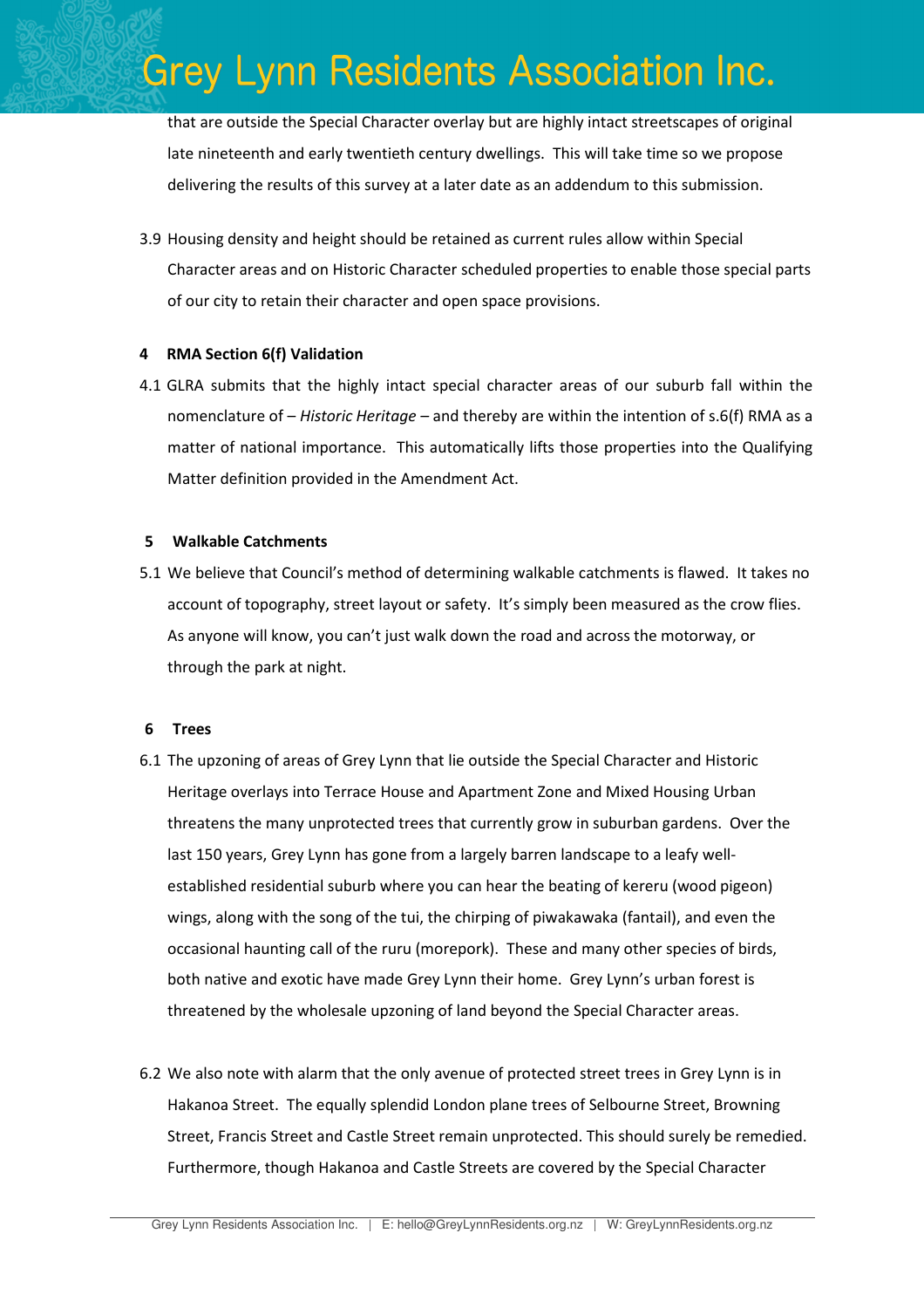that are outside the Special Character overlay but are highly intact streetscapes of original late nineteenth and early twentieth century dwellings. This will take time so we propose delivering the results of this survey at a later date as an addendum to this submission.

3.9 Housing density and height should be retained as current rules allow within Special Character areas and on Historic Character scheduled properties to enable those special parts of our city to retain their character and open space provisions.

**4 RMA Section 6(f) Validation**

4.1 GLRA submits that the highly intact special character areas of our suburb fall within the nomenclature of – *Historic Heritage* – and thereby are within the intention of s.6(f) RMA as a matter of national importance. This automatically lifts those properties into the Qualifying Matter definition provided in the Amendment Act.

**5 Walkable Catchments**

5.1 We believe that Council's method of determining walkable catchments is flawed. It takes no account of topography, street layout or safety. It's simply been measured as the crow flies. As anyone will know, you can't just walk down the road and across the motorway, or through the park at night.

**6 Trees**

6.1 The upzoning of areas of Grey Lynn that lie outside the Special Character and Historic Heritage overlays into Terrace House and Apartment Zone and Mixed Housing Urban threatens the many unprotected trees that currently grow in suburban gardens. Over the last 150 years, Grey Lynn has gone from a largely barren landscape to a leafy well-established residential suburb where you can hear the beating of kereru (wood pigeon) wings, along with the song of the tui, the chirping of piwakawaka (fantail), and even the occasional haunting call of the ruru (morepork). These and many other species of birds, both native and exotic have made Grey Lynn their home. Grey Lynn's urban forest is threatened by the wholesale upzoning of land beyond the Special Character areas.

6.2 We also note with alarm that the only avenue of protected street trees in Grey Lynn is in Hakanoa Street. The equally splendid London plane trees of Selbourne Street, Browning Street, Francis Street and Castle Street remain unprotected. This should surely be remedied. Furthermore, though Hakanoa and Castle Streets are covered by the Special Character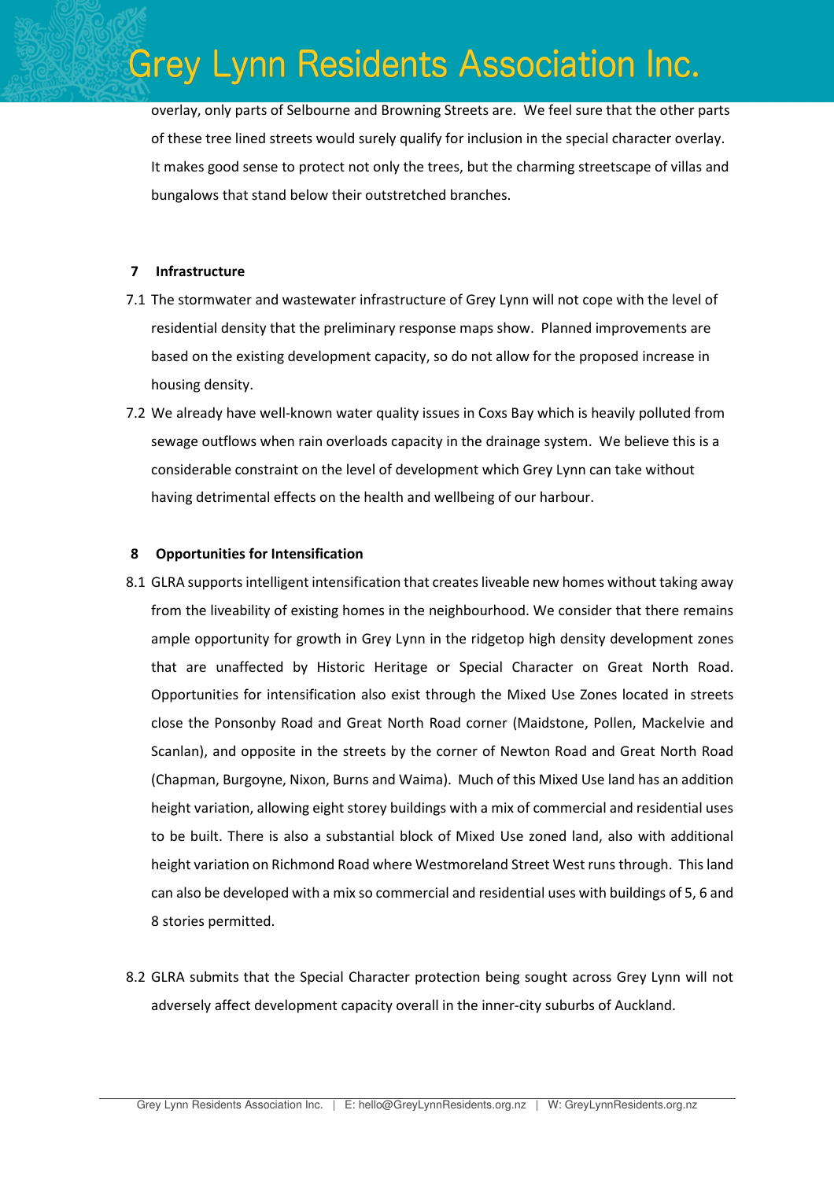overlay, only parts of Selbourne and Browning Streets are. We feel sure that the other parts of these tree lined streets would surely qualify for inclusion in the special character overlay. It makes good sense to protect not only the trees, but the charming streetscape of villas and bungalows that stand below their outstretched branches.

## 7 Infrastructure

7.1 The stormwater and wastewater infrastructure of Grey Lynn will not cope with the level of residential density that the preliminary response maps show. Planned improvements are based on the existing development capacity, so do not allow for the proposed increase in housing density.

7.2 We already have well-known water quality issues in Coxs Bay which is heavily polluted from sewage outflows when rain overloads capacity in the drainage system. We believe this is a considerable constraint on the level of development which Grey Lynn can take without having detrimental effects on the health and wellbeing of our harbour.

## 8 Opportunities for Intensification

8.1 GLRA supports intelligent intensification that creates liveable new homes without taking away from the liveability of existing homes in the neighbourhood. We consider that there remains ample opportunity for growth in Grey Lynn in the ridgetop high density development zones that are unaffected by Historic Heritage or Special Character on Great North Road. Opportunities for intensification also exist through the Mixed Use Zones located in streets close the Ponsonby Road and Great North Road corner (Maidstone, Pollen, Mackelvie and Scanlan), and opposite in the streets by the corner of Newton Road and Great North Road (Chapman, Burgoyne, Nixon, Burns and Waima). Much of this Mixed Use land has an addition height variation, allowing eight storey buildings with a mix of commercial and residential uses to be built. There is also a substantial block of Mixed Use zoned land, also with additional height variation on Richmond Road where Westmoreland Street West runs through. This land can also be developed with a mix so commercial and residential uses with buildings of 5, 6 and 8 stories permitted.

8.2 GLRA submits that the Special Character protection being sought across Grey Lynn will not adversely affect development capacity overall in the inner-city suburbs of Auckland.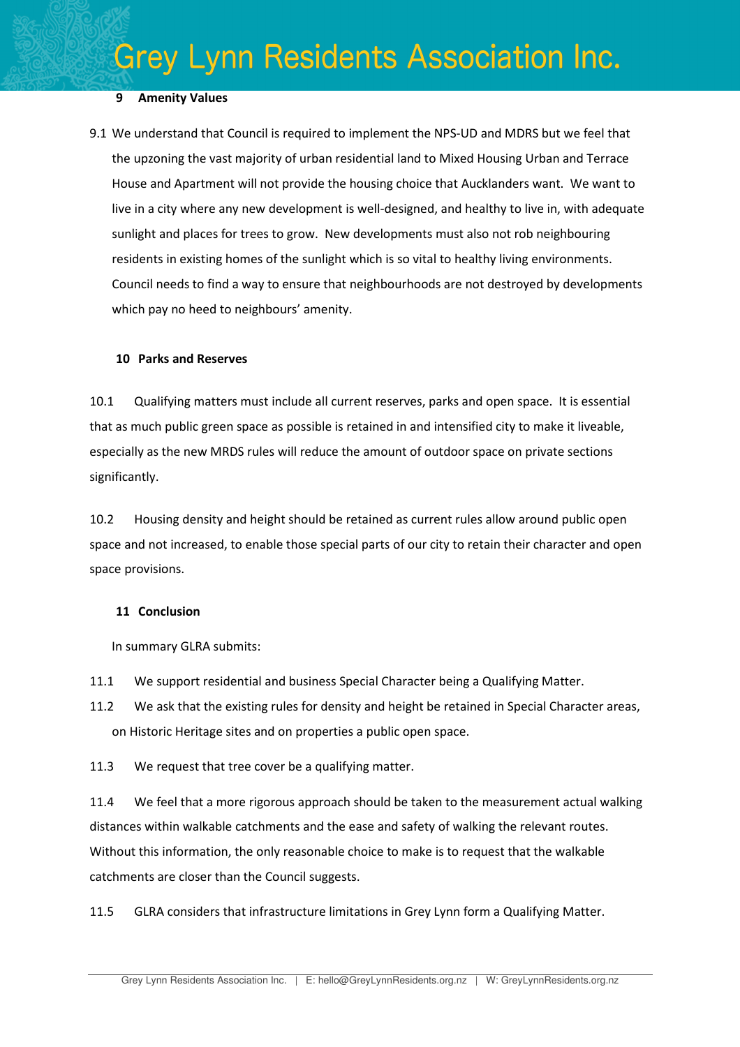## 9 Amenity Values

9.1 We understand that Council is required to implement the NPS-UD and MDRS but we feel that the upzoning the vast majority of urban residential land to Mixed Housing Urban and Terrace House and Apartment will not provide the housing choice that Aucklanders want. We want to live in a city where any new development is well-designed, and healthy to live in, with adequate sunlight and places for trees to grow. New developments must also not rob neighbouring residents in existing homes of the sunlight which is so vital to healthy living environments. Council needs to find a way to ensure that neighbourhoods are not destroyed by developments which pay no heed to neighbours' amenity.

## 10 Parks and Reserves

10.1 Qualifying matters must include all current reserves, parks and open space. It is essential that as much public green space as possible is retained in and intensified city to make it liveable, especially as the new MRDS rules will reduce the amount of outdoor space on private sections significantly.

10.2 Housing density and height should be retained as current rules allow around public open space and not increased, to enable those special parts of our city to retain their character and open space provisions.

## 11 Conclusion

In summary GLRA submits:

11.1 We support residential and business Special Character being a Qualifying Matter.

11.2 We ask that the existing rules for density and height be retained in Special Character areas, on Historic Heritage sites and on properties a public open space.

11.3 We request that tree cover be a qualifying matter.

11.4 We feel that a more rigorous approach should be taken to the measurement actual walking distances within walkable catchments and the ease and safety of walking the relevant routes. Without this information, the only reasonable choice to make is to request that the walkable catchments are closer than the Council suggests.

11.5 GLRA considers that infrastructure limitations in Grey Lynn form a Qualifying Matter.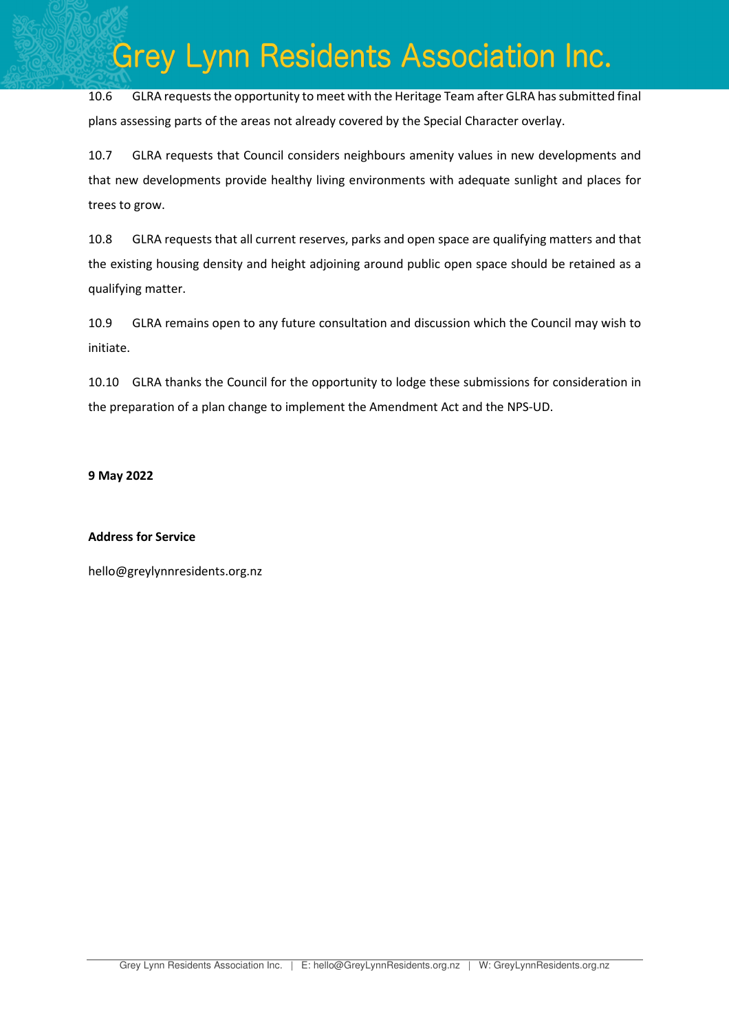10.6 GLRA requests the opportunity to meet with the Heritage Team after GLRA has submitted final plans assessing parts of the areas not already covered by the Special Character overlay.

10.7 GLRA requests that Council considers neighbours amenity values in new developments and that new developments provide healthy living environments with adequate sunlight and places for trees to grow.

10.8 GLRA requests that all current reserves, parks and open space are qualifying matters and that the existing housing density and height adjoining around public open space should be retained as a qualifying matter.

10.9 GLRA remains open to any future consultation and discussion which the Council may wish to initiate.

10.10 GLRA thanks the Council for the opportunity to lodge these submissions for consideration in the preparation of a plan change to implement the Amendment Act and the NPS-UD.

**9 May 2022**

**Address for Service**

hello@greylynnresidents.org.nz